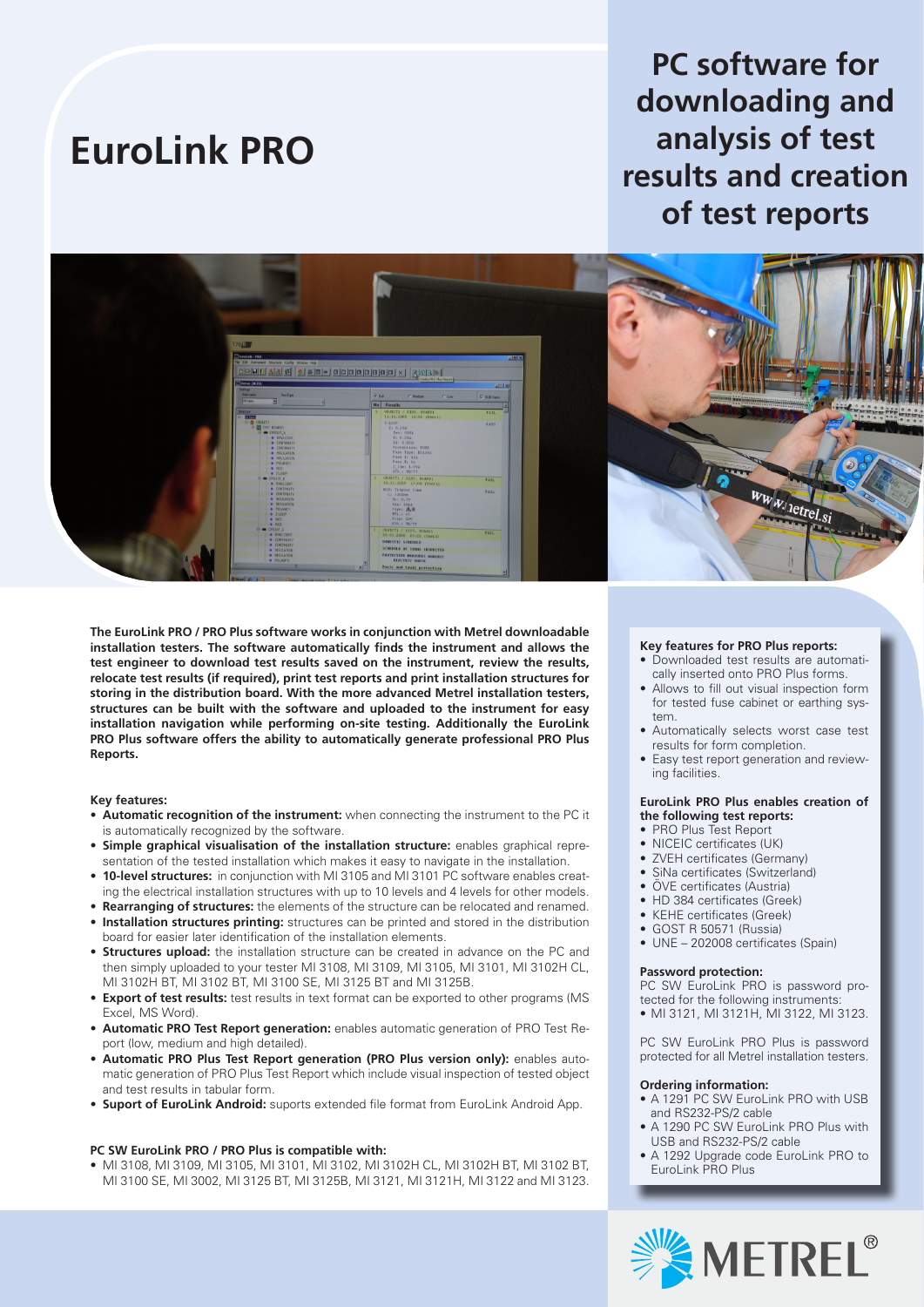# EuroLink PRO

## PC software for downloading and analysis of test results and creation of test reports

**The EuroLink PRO / PRO Plus software works in conjunction with Metrel downloadable installation testers. The software automatically finds the instrument and allows the test engineer to download test results saved on the instrument, review the results, relocate test results (if required), print test reports and print installation structures for storing in the distribution board. With the more advanced Metrel installation testers, structures can be built with the software and uploaded to the instrument for easy installation navigation while performing on-site testing. Additionally the EuroLink PRO Plus software offers the ability to automatically generate professional PRO Plus Reports.**

**Key features:**

- **Automatic recognition of the instrument:** when connecting the instrument to the PC it is automatically recognized by the software.
- **Simple graphical visualisation of the installation structure:** enables graphical representation of the tested installation which makes it easy to navigate in the installation.
- **10-level structures:** in conjunction with MI 3105 and MI 3101 PC software enables creating the electrical installation structures with up to 10 levels and 4 levels for other models.
- **Rearranging of structures:** the elements of the structure can be relocated and renamed.
- **Installation structures printing:** structures can be printed and stored in the distribution board for easier later identification of the installation elements.
- **Structures upload:** the installation structure can be created in advance on the PC and then simply uploaded to your tester MI 3108, MI 3109, MI 3105, MI 3101, MI 3102H CL, MI 3102H BT, MI 3102 BT, MI 3100 SE, MI 3125 BT and MI 3125B.
- **Export of test results:** test results in text format can be exported to other programs (MS Excel, MS Word).
- **Automatic PRO Test Report generation:** enables automatic generation of PRO Test Report (low, medium and high detailed).
- **Automatic PRO Plus Test Report generation (PRO Plus version only):** enables automatic generation of PRO Plus Test Report which include visual inspection of tested object and test results in tabular form.
- **Suport of EuroLink Android:** suports extended file format from EuroLink Android App.

**PC SW EuroLink PRO / PRO Plus is compatible with:**

- MI 3108, MI 3109, MI 3105, MI 3101, MI 3102, MI 3102H CL, MI 3102H BT, MI 3102 BT, MI 3100 SE, MI 3002, MI 3125 BT, MI 3125B, MI 3121, MI 3121H, MI 3122 and MI 3123.

**Key features for PRO Plus reports:**

- Downloaded test results are automatically inserted onto PRO Plus forms.
- Allows to fill out visual inspection form for tested fuse cabinet or earthing system.
- Automatically selects worst case test results for form completion.
- Easy test report generation and reviewing facilities.

**EuroLink PRO Plus enables creation of the following test reports:**

- PRO Plus Test Report
- NICEIC certificates (UK)
- ZVEH certificates (Germany)
- SiNa certificates (Switzerland)
- ÖVE certificates (Austria)
- HD 384 certificates (Greek)
- KEHE certificates (Greek)
- GOST R 50571 (Russia)
- UNE – 202008 certificates (Spain)

**Password protection:**

PC SW EuroLink PRO is password protected for the following instruments:

- MI 3121, MI 3121H, MI 3122, MI 3123.

PC SW EuroLink PRO Plus is password protected for all Metrel installation testers.

**Ordering information:**

- A 1291 PC SW EuroLink PRO with USB and RS232-PS/2 cable
- A 1290 PC SW EuroLink PRO Plus with USB and RS232-PS/2 cable
- A 1292 Upgrade code EuroLink PRO to EuroLink PRO Plus

METREL®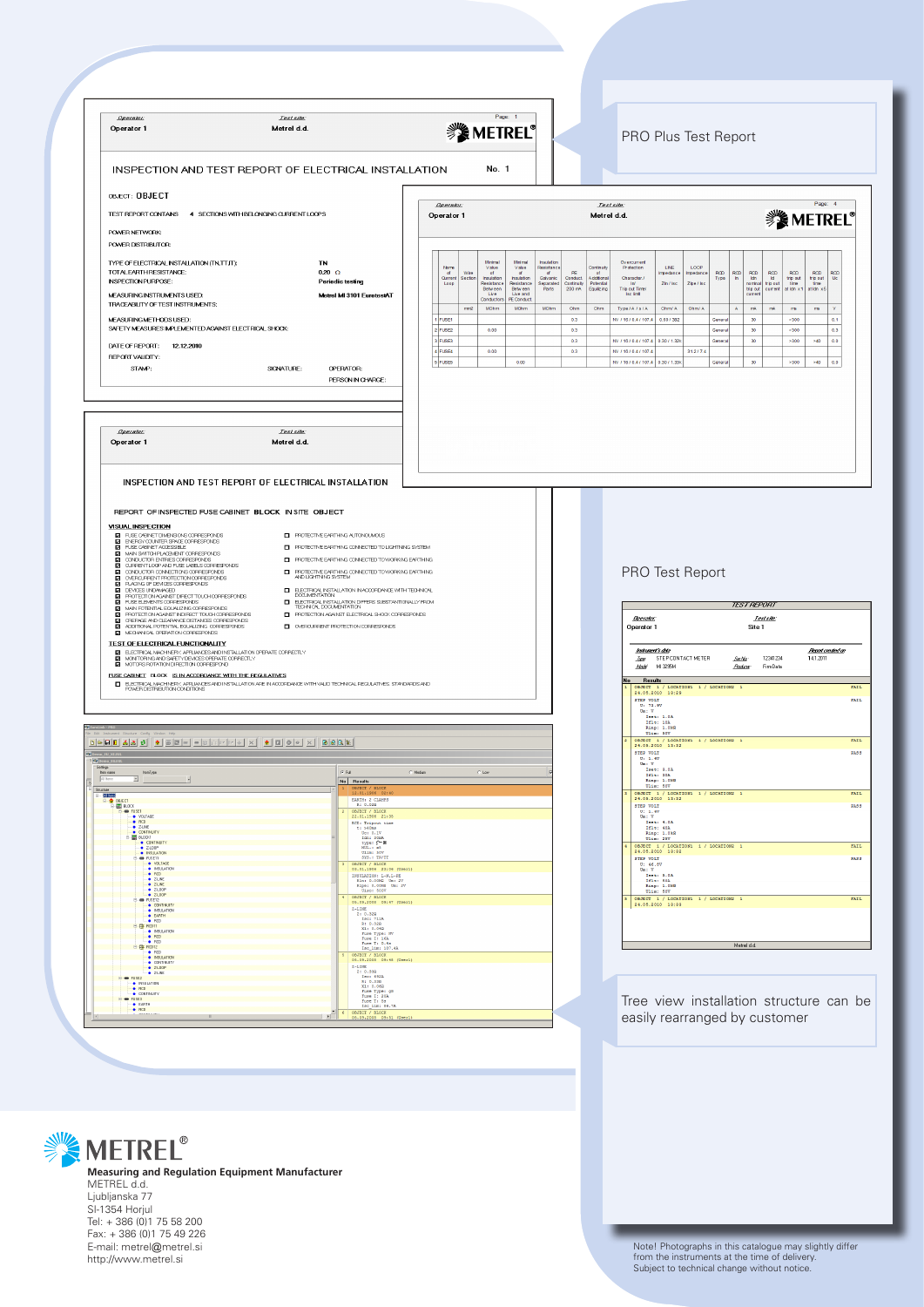PRO Plus Test Report

PRO Test Report

Tree view installation structure can be easily rearranged by customer

**Operator:** Operator 1 **Test site:** Metrel d.d. Page: 1 METREL®

INSPECTION AND TEST REPORT OF ELECTRICAL INSTALLATION No. 1

OBJECT: OBJECT

TEST REPORT CONTAINS 4 SECTIONS WITH BELONGING CURRENT LOOPS

POWER NETWORK:
POWER DISTRIBUTOR:

TYPE OF ELECTRICAL INSTALLATION (TN,TT,IT): TN
TOTAL EARTH RESISTANCE: 0.20 Ω
INSPECTION PURPOSE: Periodic testing
MEASURING INSTRUMENTS USED: Metrel MI 3101 EurotestAT
TRACEABILITY OF TEST INSTRUMENTS:
MEASURING METHODS USED:
SAFETY MEASURES IMPLEMENTED AGAINST ELECTRICAL SHOCK:

DATE OF REPORT: 12.12.2010
REPORT VALIDITY:
STAMP: SIGNATURE: OPERATOR: PERSON IN CHARGE:

**Operator:** Operator 1 **Test site:** Metrel d.d. Page: 4 METREL®

| | Name of Current Loop | Wire Section | Minimal Value of Insulation Resistance Between Live Conductors | Minimal Value of Insulation Resistance Between Live and PE Conduct. | Insulation Resistance of Galvanic Separated Parts | PE Conduct. Continuity 200 mA | Continuity of Additional Potential Equalizing | Overcurrent Protection Character./ In/ Trip out Time/ Isc limit | LINE Impedance Zln / Isc | LOOP Impedance Zlpe / Isc | RCD Type | RCD In | RCD Idn | RCD Idn nominal trip out current | RCD Id trip out current | RCD trip out time at Idn x 1 | RCD trip out time at Idn x 5 | RCD Uc |
|---|---|---|---|---|---|---|---|---|---|---|---|---|---|---|---|---|---|---|
| | | mm2 | MOhm | MOhm | MOhm | Ohm | Ohm | Type / A / s / A | Ohm / A | Ohm / A | | A | mA | mA | ms | ms | V | |
| 1 | FUSE1 | | | | | 0.3 | | NV / 16 / 0.4 / 107.4 | 0.59 / 392 | | General | | 30 | | >300 | | 0.1 | |
| 2 | FUSE2 | | 0.00 | | | 0.3 | | | | | General | | 30 | | >300 | | 0.3 | |
| 3 | FUSE3 | | | | | 0.3 | | NV / 16 / 0.4 / 107.4 | 0.30 / 1.33k | | General | | 30 | | >300 | >40 | 0.9 | |
| 4 | FUSE4 | | 0.00 | | | 0.3 | | NV / 16 / 0.4 / 107.4 | | 31.2 / 7.4 | | | | | | | | |
| 5 | FUSE5 | | | 0.00 | | | | NV / 16 / 0.4 / 107.4 | 0.30 / 1.33k | | General | | 30 | | >300 | >40 | 0.9 | |

**Operator:** Operator 1 **Test site:** Metrel d.d.

INSPECTION AND TEST REPORT OF ELECTRICAL INSTALLATION

REPORT OF INSPECTED FUSE CABINET BLOCK IN SITE OBJECT

VISUAL INSPECTION

- ☒ FUSE CABINET DIMENSIONS CORRESPONDS
- ☒ ENERGY COUNTER SPACE CORRESPONDS
- ☒ FUSE CABINET ACCESSIBLE
- ☒ MAIN SWITCH PLACEMENT CORRESPONDS
- ☒ CABLE ENTRIES CORRESPONDS
- ☒ CURRENT LOOP AND FUSE LABELS CORRESPONDS
- ☒ CONDUCTOR CONNECTIONS CORRESPONDS
- ☒ OVERCURRENT PROTECTION CORRESPONDS
- ☒ PLACING OF DEVICES CORRESPONDS
- ☒ DEVICES UNDAMAGED
- ☒ PROTECTION AGAINST DIRECT TOUCH CORRESPONDS
- ☒ FUSE ELEMENTS CORRESPONDS
- ☒ MAIN POTENTIAL EQUALIZING CORRESPONDS
- ☒ PROTECTION AGAINST INDIRECT TOUCH CORRESPONDS
- ☒ CREEPAGE AND CLEARANCE DISTANCES CORRESPONDS
- ☒ ADDITIONAL POTENTIAL EQUALIZING CORRESPONDS
- ☒ MECHANICAL OPERATION CORRESPONDS
- ☐ PROTECTIVE EARTHING AUTONOMOUS
- ☐ PROTECTIVE EARTHING CONNECTED TO LIGHTNING SYSTEM
- ☐ PROTECTIVE EARTHING CONNECTED TO WORKING EARTHING
- ☐ PROTECTIVE EARTHING CONNECTED TO WORKING EARTHING AND LIGHTNING SYSTEM
- ☐ ELECTRICAL INSTALLATION IN ACCORDANCE WITH TECHNICAL DOCUMENTATION
- ☐ ELECTRICAL INSTALLATION DIFFERS SUBSTANTIONALLY FROM TECHNICAL DOCUMENTATION
- ☐ PROTECTION AGAINST ELECTRICAL SHOCK CORRESPONDS
- ☐ OVERCURRENT PROTECTION CORRESPONDS

TEST OF ELECTRICAL FUNCTIONALITY

- ☒ ELECTRICAL MACHINERY, APPLIANCES AND INSTALLATION OPERATE CORRECTLY
- ☒ MONITORING AND SAFETY DEVICES OPERATE CORRECTLY
- ☒ MOTORS ROTATION DIRECTION CORRESPOND

FUSE CABINET BLOCK IS IN ACCORDANCE WITH THE REGULATIVES

- ☐ ELECTRICAL MACHINERY, APPLIANCES AND INSTALLATION ARE IN ACCORDANCE WITH VALID TECHNICAL REGULATIVES, STANDARDS AND POWER DISTRIBUTION CONDITIONS

TEST REPORT

**Operator:** Operator 1 **Test site:** Site 1

**Instrument's data** Type: STEPCONTACT METER Model: MI 3295M Ser.No.: 12341234 Producer: FirmData **Report created on** 14.1.2011

| No | Results | |
|---|---|---|
| 1 | OBJECT 1 / LOCATION1 1 / LOCATION2 1<br>24.05.2010 10:29<br>STEP VOLT<br>U: 72.4V<br>Um: V<br>Imes: 1.0A<br>Iflt: 10A<br>Rimp: 1.0kΩ<br>Ulim: 50V | FAIL<br>FAIL |
| 2 | OBJECT 1 / LOCATION1 1 / LOCATION2 1<br>24.05.2010 10:32<br>STEP VOLT<br>U: 1.4V<br>Um: V<br>Imes: 5.0A<br>Iflt: 50A<br>Rimp: 1.0kΩ<br>Ulim: 50V | FAIL<br>PASS |
| 3 | OBJECT 1 / LOCATION1 1 / LOCATION2 1<br>24.05.2010 10:32<br>STEP VOLT<br>U: 1.4V<br>Um: V<br>Imes: 5.0A<br>Iflt: 45A<br>Rimp: 1.0kΩ<br>Ulim: 25V | FAIL<br>PASS |
| 4 | OBJECT 1 / LOCATION1 1 / LOCATION2 1<br>24.05.2010 10:35<br>STEP VOLT<br>U: 46.5V<br>Um: V<br>Imes: 5.0A<br>Iflt: 50A<br>Rimp: 1.0kΩ<br>Ulim: 50V | FAIL<br>PASS |
| 5 | OBJECT 1 / LOCATION1 1 / LOCATION2 1<br>24.05.2010 10:38 | FAIL |

Metrel d.d.

METREL®
**Measuring and Regulation Equipment Manufacturer**
METREL d.d.
Ljubljanska 77
SI-1354 Horjul
Tel: + 386 (0)1 75 58 200
Fax: + 386 (0)1 75 49 226
E-mail: metrel@metrel.si
http://www.metrel.si

Note! Photographs in this catalogue may slightly differ from the instruments at the time of delivery.
Subject to technical change without notice.